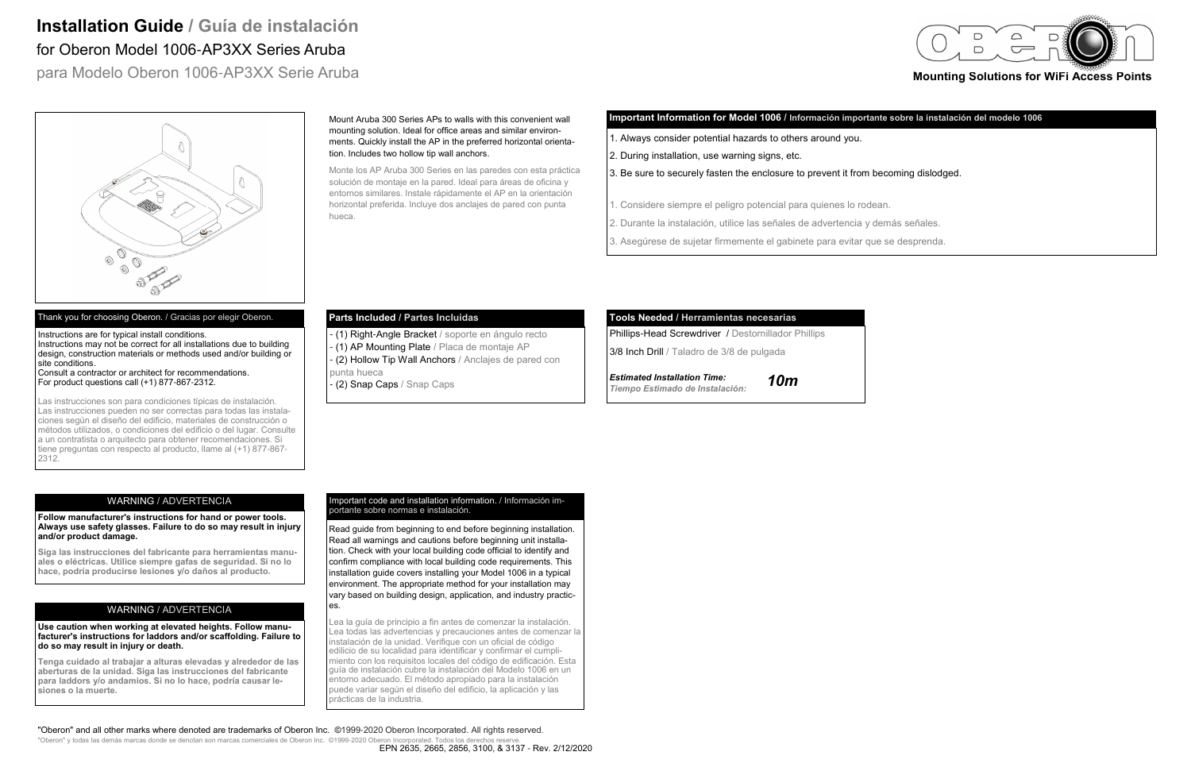# Installation Guide / Guía de instalación

for Oberon Model 1006-AP3XX Series Aruba

para Modelo Oberon 1006-AP3XX Serie Aruba

Mounting Solutions for WiFi Access Points

Mount Aruba 300 Series APs to walls with this convenient wall mounting solution. Ideal for office areas and similar environments. Quickly install the AP in the preferred horizontal orientation. Includes two hollow tip wall anchors.

Monte los AP Aruba 300 Series en las paredes con esta práctica solución de montaje en la pared. Ideal para áreas de oficina y entornos similares. Instale rápidamente el AP en la orientación horizontal preferida. Incluye dos anclajes de pared con punta hueca.

## Important Information for Model 1006 / Información importante sobre la instalación del modelo 1006

1. Always consider potential hazards to others around you.
2. During installation, use warning signs, etc.
3. Be sure to securely fasten the enclosure to prevent it from becoming dislodged.

1. Considere siempre el peligro potencial para quienes lo rodean.
2. Durante la instalación, utilice las señales de advertencia y demás señales.
3. Asegúrese de sujetar firmemente el gabinete para evitar que se desprenda.

## Thank you for choosing Oberon. / Gracias por elegir Oberon.

Instructions are for typical install conditions.
Instructions may not be correct for all installations due to building design, construction materials or methods used and/or building or site conditions.
Consult a contractor or architect for recommendations.
For product questions call (+1) 877-867-2312.

Las instrucciones son para condiciones típicas de instalación. Las instrucciones pueden no ser correctas para todas las instalaciones según el diseño del edificio, materiales de construcción o métodos utilizados, o condiciones del edificio o del lugar. Consulte a un contratista o arquitecto para obtener recomendaciones. Si tiene preguntas con respecto al producto, llame al (+1) 877-867-2312.

## Parts Included / Partes Incluidas

- (1) Right-Angle Bracket / soporte en ángulo recto
- (1) AP Mounting Plate / Placa de montaje AP
- (2) Hollow Tip Wall Anchors / Anclajes de pared con punta hueca
- (2) Snap Caps / Snap Caps

## Tools Needed / Herramientas necesarias

Phillips-Head Screwdriver / Destornillador Phillips

3/8 Inch Drill / Taladro de 3/8 de pulgada

***Estimated Installation Time:*** ***10m***
*Tiempo Estimado de Instalación:*

## WARNING / ADVERTENCIA

**Follow manufacturer's instructions for hand or power tools. Always use safety glasses. Failure to do so may result in injury and/or product damage.**

**Siga las instrucciones del fabricante para herramientas manuales o eléctricas. Utilice siempre gafas de seguridad. Si no lo hace, podría producirse lesiones y/o daños al producto.**

## WARNING / ADVERTENCIA

**Use caution when working at elevated heights. Follow manufacturer's instructions for laddors and/or scaffolding. Failure to do so may result in injury or death.**

**Tenga cuidado al trabajar a alturas elevadas y alrededor de las aberturas de la unidad. Siga las instrucciones del fabricante para laddors y/o andamios. Si no lo hace, podría causar lesiones o la muerte.**

## Important code and installation information. / Información importante sobre normas e instalación.

Read guide from beginning to end before beginning installation. Read all warnings and cautions before beginning unit installation. Check with your local building code official to identify and confirm compliance with local building code requirements. This installation guide covers installing your Model 1006 in a typical environment. The appropriate method for your installation may vary based on building design, application, and industry practices.

Lea la guía de principio a fin antes de comenzar la instalación. Lea todas las advertencias y precauciones antes de comenzar la instalación de la unidad. Verifique con un oficial de código edilicio de su localidad para identificar y confirmar el cumplimiento con los requisitos locales del código de edificación. Esta guía de instalación cubre la instalación del Modelo 1006 en un entorno adecuado. El método apropiado para la instalación puede variar según el diseño del edificio, la aplicación y las prácticas de la industria.

"Oberon" and all other marks where denoted are trademarks of Oberon Inc. ©1999-2020 Oberon Incorporated. All rights reserved.

"Oberon" y todas las demás marcas donde se denotan son marcas comerciales de Oberon Inc. ©1999-2020 Oberon Incorporated. Todos los derechos reserve.

EPN 2635, 2665, 2856, 3100, & 3137 - Rev. 2/12/2020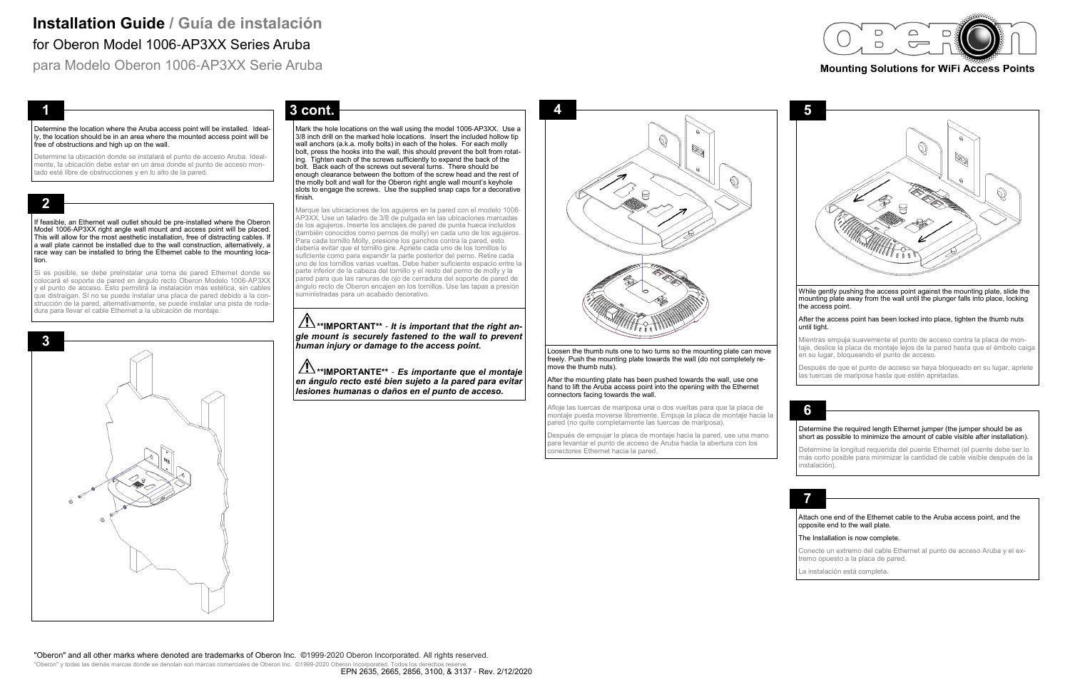# Installation Guide / Guía de instalación

## for Oberon Model 1006-AP3XX Series Aruba

para Modelo Oberon 1006-AP3XX Serie Aruba

Mounting Solutions for WiFi Access Points

## 1

Determine the location where the Aruba access point will be installed. Ideally, the location should be in an area where the mounted access point will be free of obstructions and high up on the wall.

Determine la ubicación donde se instalará el punto de acceso Aruba. Idealmente, la ubicación debe estar en un área donde el punto de acceso montado esté libre de obstrucciones y en lo alto de la pared.

## 2

If feasible, an Ethernet wall outlet should be pre-installed where the Oberon Model 1006-AP3XX right angle wall mount and access point will be placed. This will allow for the most aesthetic installation, free of distracting cables. If a wall plate cannot be installed due to the wall construction, alternatively, a race way can be installed to bring the Ethernet cable to the mounting location.

Si es posible, se debe preinstalar una toma de pared Ethernet donde se colocará el soporte de pared en ángulo recto Oberon Modelo 1006-AP3XX y el punto de acceso. Esto permitirá la instalación más estética, sin cables que distraigan. Si no se puede instalar una placa de pared debido a la construcción de la pared, alternativamente, se puede instalar una pista de rodadura para llevar el cable Ethernet a la ubicación de montaje.

## 3

## 3 cont.

Mark the hole locations on the wall using the model 1006-AP3XX. Use a 3/8 inch drill on the marked hole locations. Insert the included hollow tip wall anchors (a.k.a. molly bolts) in each of the holes. For each molly bolt, press the hooks into the wall, this should prevent the bolt from rotating. Tighten each of the screws sufficiently to expand the back of the bolt. Back each of the screws out several turns. There should be enough clearance between the bottom of the screw head and the rest of the molly bolt and wall for the Oberon right angle wall mount's keyhole slots to engage the screws. Use the supplied snap caps for a decorative finish.

Marque las ubicaciones de los agujeros en la pared con el modelo 1006-AP3XX. Use un taladro de 3/8 de pulgada en las ubicaciones marcadas de los agujeros. Inserte los anclajes de pared de punta hueca incluidos (también conocidos como pernos de molly) en cada uno de los agujeros. Para cada tornillo Molly, presione los ganchos contra la pared, esto debería evitar que el tornillo gire. Apriete cada uno de los tornillos lo suficiente como para expandir la parte posterior del perno. Retire cada uno de los tornillos varias vueltas. Debe haber suficiente espacio entre la parte inferior de la cabeza del tornillo y el resto del perno de molly y la pared para que las ranuras de ojo de cerradura del soporte de pared de ángulo recto de Oberon encajen en los tornillos. Use las tapas a presión suministradas para un acabado decorativo.

⚠ **\*\*IMPORTANT\*\*** - ***It is important that the right angle mount is securely fastened to the wall to prevent human injury or damage to the access point.***

⚠ **\*\*IMPORTANTE\*\*** - ***Es importante que el montaje en ángulo recto esté bien sujeto a la pared para evitar lesiones humanas o daños en el punto de acceso.***

## 4

Loosen the thumb nuts one to two turns so the mounting plate can move freely. Push the mounting plate towards the wall (do not completely remove the thumb nuts).

After the mounting plate has been pushed towards the wall, use one hand to lift the Aruba access point into the opening with the Ethernet connectors facing towards the wall.

Afloje las tuercas de mariposa una o dos vueltas para que la placa de montaje pueda moverse libremente. Empuje la placa de montaje hacia la pared (no quite completamente las tuercas de mariposa).

Después de empujar la placa de montaje hacia la pared, use una mano para levantar el punto de acceso de Aruba hacia la abertura con los conectores Ethernet hacia la pared.

## 5

While gently pushing the access point against the mounting plate, slide the mounting plate away from the wall until the plunger falls into place, locking the access point.

After the access point has been locked into place, tighten the thumb nuts until tight.

Mientras empuja suavemente el punto de acceso contra la placa de montaje, deslice la placa de montaje lejos de la pared hasta que el émbolo caiga en su lugar, bloqueando el punto de acceso.

Después de que el punto de acceso se haya bloqueado en su lugar, apriete las tuercas de mariposa hasta que estén apretadas.

## 6

Determine the required length Ethernet jumper (the jumper should be as short as possible to minimize the amount of cable visible after installation).

Determine la longitud requerida del puente Ethernet (el puente debe ser lo más corto posible para minimizar la cantidad de cable visible después de la instalación).

## 7

Attach one end of the Ethernet cable to the Aruba access point, and the opposite end to the wall plate.

The Installation is now complete.

Conecte un extremo del cable Ethernet al punto de acceso Aruba y el extremo opuesto a la placa de pared.

La instalación está completa.

"Oberon" and all other marks where denoted are trademarks of Oberon Inc. ©1999-2020 Oberon Incorporated. All rights reserved.

"Oberon" y todas las demás marcas donde se denotan son marcas comerciales de Oberon Inc. ©1999-2020 Oberon Incorporated. Todos los derechos reserve.

EPN 2635, 2665, 2856, 3100, & 3137 - Rev. 2/12/2020